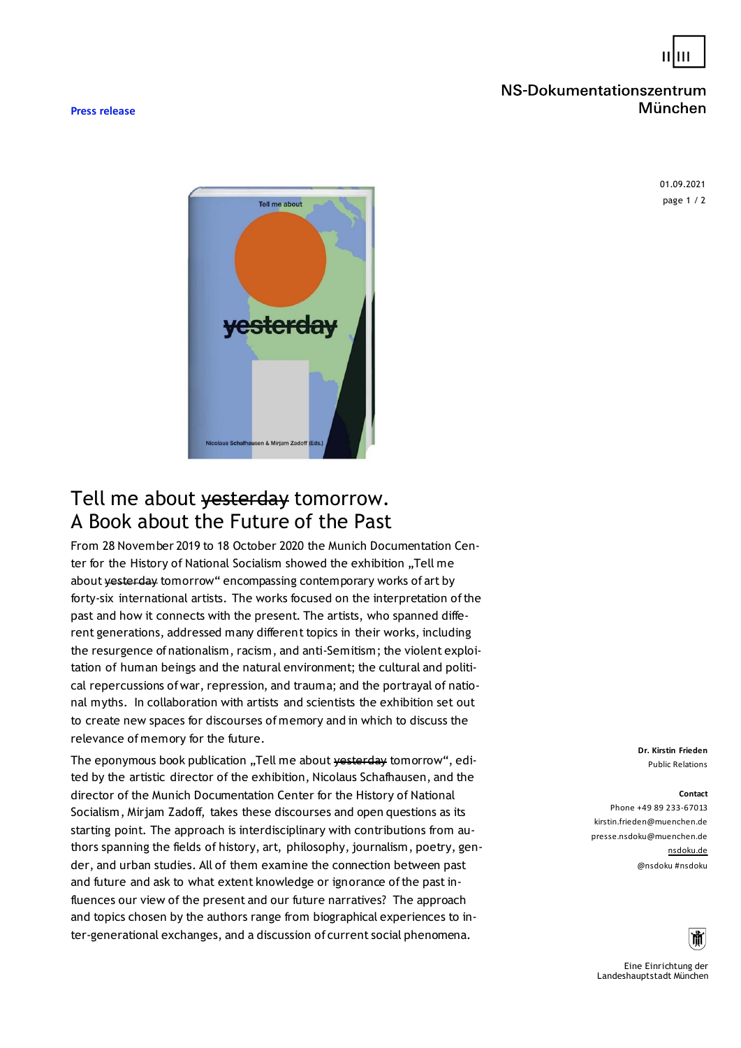**Press release**

NS-Dokumentationszentrum München

01.09.2021

# Tell me about ~~yesterday~~ tomorrow.
# A Book about the Future of the Past

From 28 November 2019 to 18 October 2020 the Munich Documentation Center for the History of National Socialism showed the exhibition „Tell me about ~~yesterday~~ tomorrow" encompassing contemporary works of art by forty-six international artists. The works focused on the interpretation of the past and how it connects with the present. The artists, who spanned different generations, addressed many different topics in their works, including the resurgence of nationalism, racism, and anti-Semitism; the violent exploitation of human beings and the natural environment; the cultural and political repercussions of war, repression, and trauma; and the portrayal of national myths. In collaboration with artists and scientists the exhibition set out to create new spaces for discourses of memory and in which to discuss the relevance of memory for the future.

The eponymous book publication „Tell me about ~~yesterday~~ tomorrow", edited by the artistic director of the exhibition, Nicolaus Schafhausen, and the director of the Munich Documentation Center for the History of National Socialism, Mirjam Zadoff, takes these discourses and open questions as its starting point. The approach is interdisciplinary with contributions from authors spanning the fields of history, art, philosophy, journalism, poetry, gender, and urban studies. All of them examine the connection between past and future and ask to what extent knowledge or ignorance of the past influences our view of the present and our future narratives? The approach and topics chosen by the authors range from biographical experiences to inter-generational exchanges, and a discussion of current social phenomena.

**Dr. Kirstin Frieden**
Public Relations

**Contact**
Phone +49 89 233-67013
kirstin.frieden@muenchen.de
presse.nsdoku@muenchen.de
nsdoku.de
@nsdoku #nsdoku

Eine Einrichtung der Landeshauptstadt München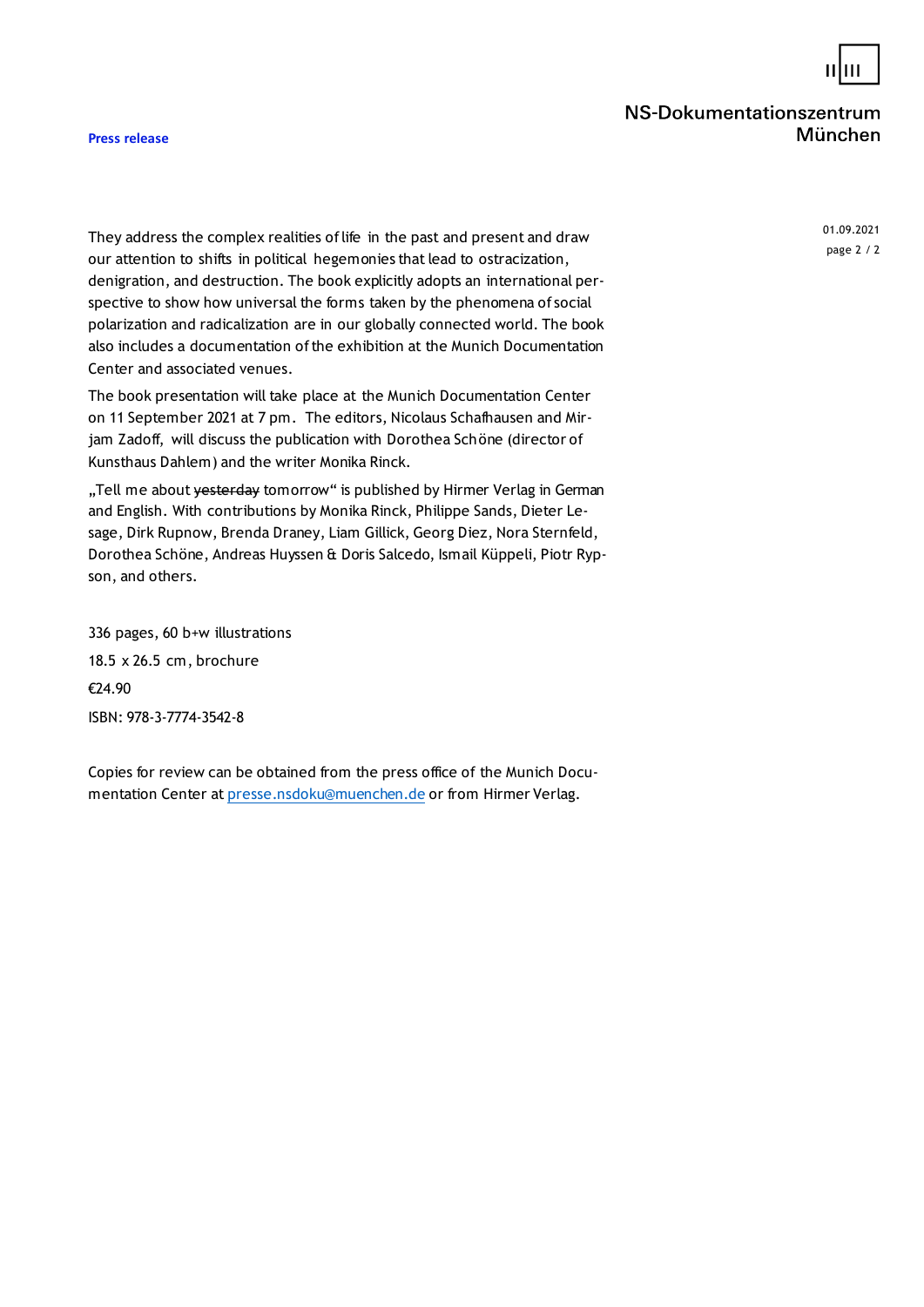They address the complex realities of life in the past and present and draw our attention to shifts in political hegemonies that lead to ostracization, denigration, and destruction. The book explicitly adopts an international perspective to show how universal the forms taken by the phenomena of social polarization and radicalization are in our globally connected world. The book also includes a documentation of the exhibition at the Munich Documentation Center and associated venues.

The book presentation will take place at the Munich Documentation Center on 11 September 2021 at 7 pm. The editors, Nicolaus Schafhausen and Mirjam Zadoff, will discuss the publication with Dorothea Schöne (director of Kunsthaus Dahlem) and the writer Monika Rinck.

„Tell me about ~~yesterday~~ tomorrow" is published by Hirmer Verlag in German and English. With contributions by Monika Rinck, Philippe Sands, Dieter Lesage, Dirk Rupnow, Brenda Draney, Liam Gillick, Georg Diez, Nora Sternfeld, Dorothea Schöne, Andreas Huyssen & Doris Salcedo, Ismail Küppeli, Piotr Rypson, and others.

336 pages, 60 b+w illustrations

18.5 x 26.5 cm, brochure

€24.90

ISBN: 978-3-7774-3542-8

Copies for review can be obtained from the press office of the Munich Documentation Center at presse.nsdoku@muenchen.de or from Hirmer Verlag.